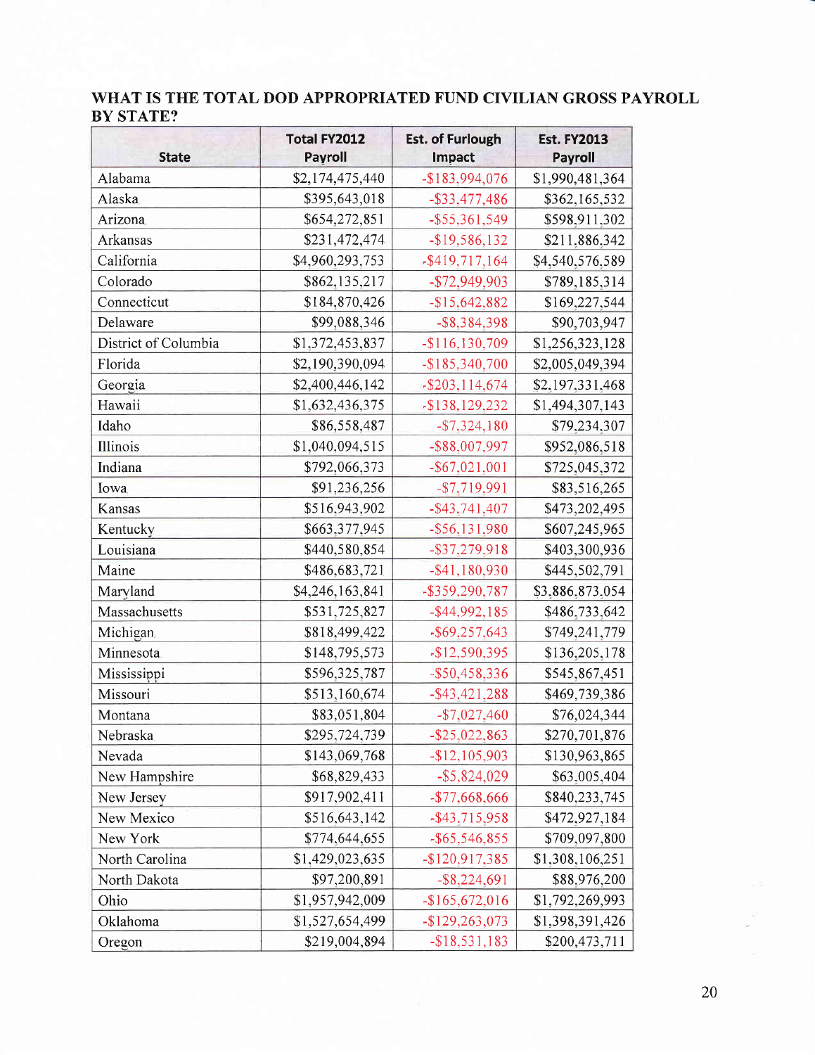**WHAT IS THE TOTAL DOD APPROPRIATED FUND CIVILIAN GROSS PAYROLL BY STATE?**

| State | Total FY2012 Payroll | Est. of Furlough Impact | Est. FY2013 Payroll |
|---|---|---|---|
| Alabama | $2,174,475,440 | -$183,994,076 | $1,990,481,364 |
| Alaska | $395,643,018 | -$33,477,486 | $362,165,532 |
| Arizona | $654,272,851 | -$55,361,549 | $598,911,302 |
| Arkansas | $231,472,474 | -$19,586,132 | $211,886,342 |
| California | $4,960,293,753 | -$419,717,164 | $4,540,576,589 |
| Colorado | $862,135,217 | -$72,949,903 | $789,185,314 |
| Connecticut | $184,870,426 | -$15,642,882 | $169,227,544 |
| Delaware | $99,088,346 | -$8,384,398 | $90,703,947 |
| District of Columbia | $1,372,453,837 | -$116,130,709 | $1,256,323,128 |
| Florida | $2,190,390,094 | -$185,340,700 | $2,005,049,394 |
| Georgia | $2,400,446,142 | -$203,114,674 | $2,197,331,468 |
| Hawaii | $1,632,436,375 | -$138,129,232 | $1,494,307,143 |
| Idaho | $86,558,487 | -$7,324,180 | $79,234,307 |
| Illinois | $1,040,094,515 | -$88,007,997 | $952,086,518 |
| Indiana | $792,066,373 | -$67,021,001 | $725,045,372 |
| Iowa | $91,236,256 | -$7,719,991 | $83,516,265 |
| Kansas | $516,943,902 | -$43,741,407 | $473,202,495 |
| Kentucky | $663,377,945 | -$56,131,980 | $607,245,965 |
| Louisiana | $440,580,854 | -$37,279,918 | $403,300,936 |
| Maine | $486,683,721 | -$41,180,930 | $445,502,791 |
| Maryland | $4,246,163,841 | -$359,290,787 | $3,886,873,054 |
| Massachusetts | $531,725,827 | -$44,992,185 | $486,733,642 |
| Michigan | $818,499,422 | -$69,257,643 | $749,241,779 |
| Minnesota | $148,795,573 | -$12,590,395 | $136,205,178 |
| Mississippi | $596,325,787 | -$50,458,336 | $545,867,451 |
| Missouri | $513,160,674 | -$43,421,288 | $469,739,386 |
| Montana | $83,051,804 | -$7,027,460 | $76,024,344 |
| Nebraska | $295,724,739 | -$25,022,863 | $270,701,876 |
| Nevada | $143,069,768 | -$12,105,903 | $130,963,865 |
| New Hampshire | $68,829,433 | -$5,824,029 | $63,005,404 |
| New Jersey | $917,902,411 | -$77,668,666 | $840,233,745 |
| New Mexico | $516,643,142 | -$43,715,958 | $472,927,184 |
| New York | $774,644,655 | -$65,546,855 | $709,097,800 |
| North Carolina | $1,429,023,635 | -$120,917,385 | $1,308,106,251 |
| North Dakota | $97,200,891 | -$8,224,691 | $88,976,200 |
| Ohio | $1,957,942,009 | -$165,672,016 | $1,792,269,993 |
| Oklahoma | $1,527,654,499 | -$129,263,073 | $1,398,391,426 |
| Oregon | $219,004,894 | -$18,531,183 | $200,473,711 |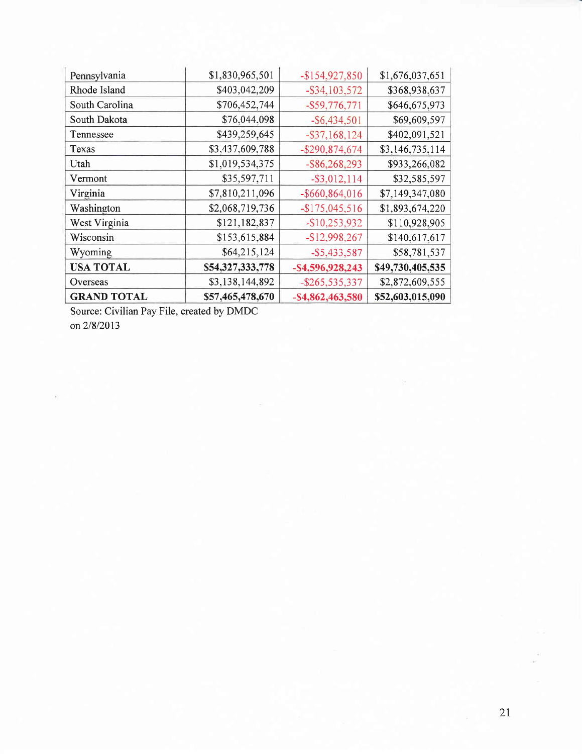| | | | |
|---|---|---|---|
| Pennsylvania | $1,830,965,501 | -$154,927,850 | $1,676,037,651 |
| Rhode Island | $403,042,209 | -$34,103,572 | $368,938,637 |
| South Carolina | $706,452,744 | -$59,776,771 | $646,675,973 |
| South Dakota | $76,044,098 | -$6,434,501 | $69,609,597 |
| Tennessee | $439,259,645 | -$37,168,124 | $402,091,521 |
| Texas | $3,437,609,788 | -$290,874,674 | $3,146,735,114 |
| Utah | $1,019,534,375 | -$86,268,293 | $933,266,082 |
| Vermont | $35,597,711 | -$3,012,114 | $32,585,597 |
| Virginia | $7,810,211,096 | -$660,864,016 | $7,149,347,080 |
| Washington | $2,068,719,736 | -$175,045,516 | $1,893,674,220 |
| West Virginia | $121,182,837 | -$10,253,932 | $110,928,905 |
| Wisconsin | $153,615,884 | -$12,998,267 | $140,617,617 |
| Wyoming | $64,215,124 | -$5,433,587 | $58,781,537 |
| **USA TOTAL** | **$54,327,333,778** | **-$4,596,928,243** | **$49,730,405,535** |
| Overseas | $3,138,144,892 | -$265,535,337 | $2,872,609,555 |
| **GRAND TOTAL** | **$57,465,478,670** | **-$4,862,463,580** | **$52,603,015,090** |

Source: Civilian Pay File, created by DMDC on 2/8/2013